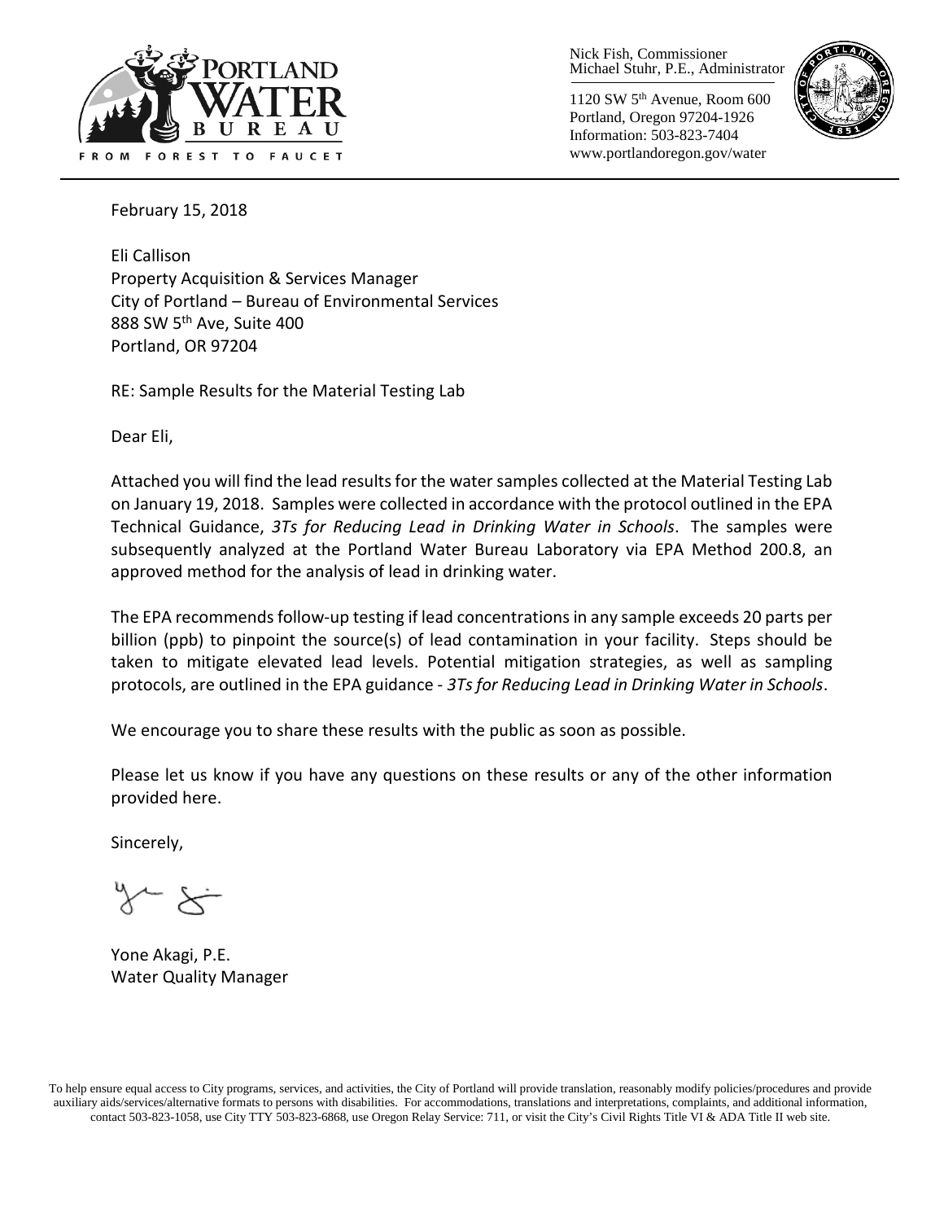PORTLAND WATER BUREAU

FROM FOREST TO FAUCET

Nick Fish, Commissioner
Michael Stuhr, P.E., Administrator

1120 SW 5th Avenue, Room 600
Portland, Oregon 97204-1926
Information: 503-823-7404
www.portlandoregon.gov/water

February 15, 2018

Eli Callison
Property Acquisition & Services Manager
City of Portland – Bureau of Environmental Services
888 SW 5th Ave, Suite 400
Portland, OR 97204

RE: Sample Results for the Material Testing Lab

Dear Eli,

Attached you will find the lead results for the water samples collected at the Material Testing Lab on January 19, 2018. Samples were collected in accordance with the protocol outlined in the EPA Technical Guidance, *3Ts for Reducing Lead in Drinking Water in Schools*. The samples were subsequently analyzed at the Portland Water Bureau Laboratory via EPA Method 200.8, an approved method for the analysis of lead in drinking water.

The EPA recommends follow-up testing if lead concentrations in any sample exceeds 20 parts per billion (ppb) to pinpoint the source(s) of lead contamination in your facility. Steps should be taken to mitigate elevated lead levels. Potential mitigation strategies, as well as sampling protocols, are outlined in the EPA guidance - *3Ts for Reducing Lead in Drinking Water in Schools*.

We encourage you to share these results with the public as soon as possible.

Please let us know if you have any questions on these results or any of the other information provided here.

Sincerely,

Yone Akagi, P.E.
Water Quality Manager

To help ensure equal access to City programs, services, and activities, the City of Portland will provide translation, reasonably modify policies/procedures and provide auxiliary aids/services/alternative formats to persons with disabilities. For accommodations, translations and interpretations, complaints, and additional information, contact 503-823-1058, use City TTY 503-823-6868, use Oregon Relay Service: 711, or visit the City's Civil Rights Title VI & ADA Title II web site.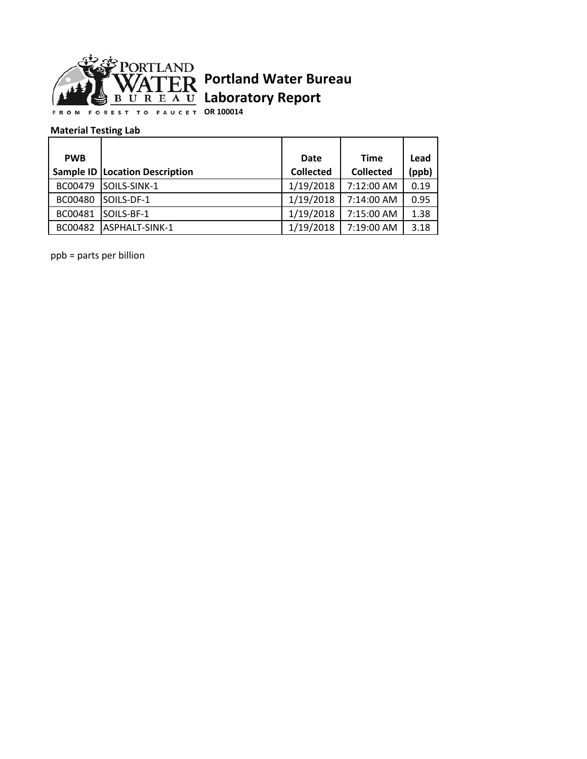# Portland Water Bureau
## Laboratory Report

**OR 100014**

**Material Testing Lab**

| PWB Sample ID | Location Description | Date Collected | Time Collected | Lead (ppb) |
|---|---|---|---|---|
| BC00479 | SOILS-SINK-1 | 1/19/2018 | 7:12:00 AM | 0.19 |
| BC00480 | SOILS-DF-1 | 1/19/2018 | 7:14:00 AM | 0.95 |
| BC00481 | SOILS-BF-1 | 1/19/2018 | 7:15:00 AM | 1.38 |
| BC00482 | ASPHALT-SINK-1 | 1/19/2018 | 7:19:00 AM | 3.18 |

ppb = parts per billion